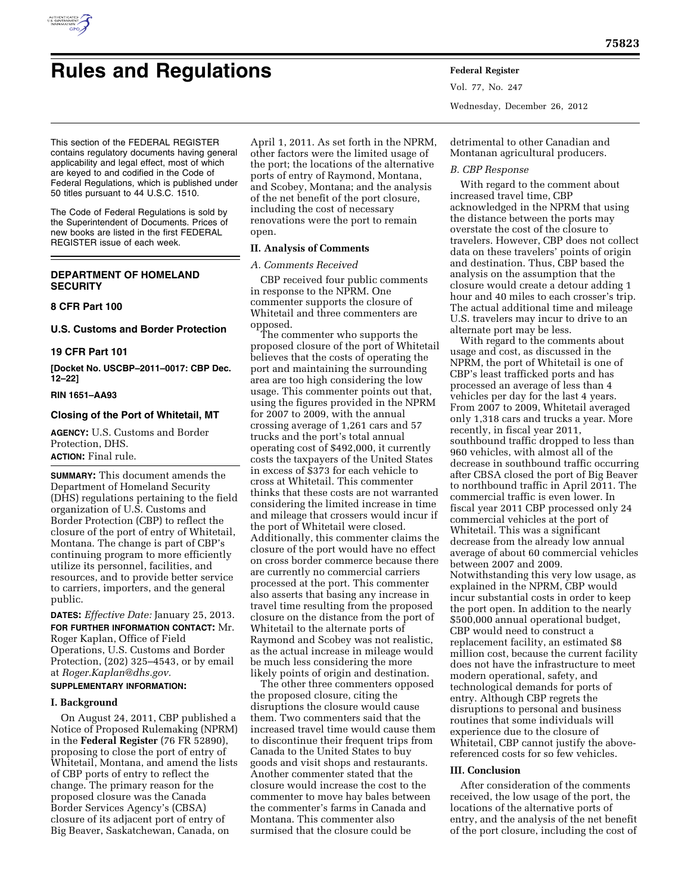# Rules and Regulations

This section of the FEDERAL REGISTER contains regulatory documents having general applicability and legal effect, most of which are keyed to and codified in the Code of Federal Regulations, which is published under 50 titles pursuant to 44 U.S.C. 1510.

The Code of Federal Regulations is sold by the Superintendent of Documents. Prices of new books are listed in the first FEDERAL REGISTER issue of each week.

## DEPARTMENT OF HOMELAND SECURITY

### 8 CFR Part 100

### U.S. Customs and Border Protection

### 19 CFR Part 101

**[Docket No. USCBP–2011–0017: CBP Dec. 12–22]**

**RIN 1651–AA93**

### Closing of the Port of Whitetail, MT

**AGENCY:** U.S. Customs and Border Protection, DHS.

**ACTION:** Final rule.

**SUMMARY:** This document amends the Department of Homeland Security (DHS) regulations pertaining to the field organization of U.S. Customs and Border Protection (CBP) to reflect the closure of the port of entry of Whitetail, Montana. The change is part of CBP's continuing program to more efficiently utilize its personnel, facilities, and resources, and to provide better service to carriers, importers, and the general public.

**DATES:** *Effective Date:* January 25, 2013.

**FOR FURTHER INFORMATION CONTACT:** Mr. Roger Kaplan, Office of Field Operations, U.S. Customs and Border Protection, (202) 325–4543, or by email at *Roger.Kaplan@dhs.gov.*

**SUPPLEMENTARY INFORMATION:**

## I. Background

On August 24, 2011, CBP published a Notice of Proposed Rulemaking (NPRM) in the **Federal Register** (76 FR 52890), proposing to close the port of entry of Whitetail, Montana, and amend the lists of CBP ports of entry to reflect the change. The primary reason for the proposed closure was the Canada Border Services Agency's (CBSA) closure of its adjacent port of entry of Big Beaver, Saskatchewan, Canada, on April 1, 2011. As set forth in the NPRM, other factors were the limited usage of the port; the locations of the alternative ports of entry of Raymond, Montana, and Scobey, Montana; and the analysis of the net benefit of the port closure, including the cost of necessary renovations were the port to remain open.

## II. Analysis of Comments

### *A. Comments Received*

CBP received four public comments in response to the NPRM. One commenter supports the closure of Whitetail and three commenters are opposed.

The commenter who supports the proposed closure of the port of Whitetail believes that the costs of operating the port and maintaining the surrounding area are too high considering the low usage. This commenter points out that, using the figures provided in the NPRM for 2007 to 2009, with the annual crossing average of 1,261 cars and 57 trucks and the port's total annual operating cost of $492,000, it currently costs the taxpayers of the United States in excess of $373 for each vehicle to cross at Whitetail. This commenter thinks that these costs are not warranted considering the limited increase in time and mileage that crossers would incur if the port of Whitetail were closed. Additionally, this commenter claims the closure of the port would have no effect on cross border commerce because there are currently no commercial carriers processed at the port. This commenter also asserts that basing any increase in travel time resulting from the proposed closure on the distance from the port of Whitetail to the alternate ports of Raymond and Scobey was not realistic, as the actual increase in mileage would be much less considering the more likely points of origin and destination.

The other three commenters opposed the proposed closure, citing the disruptions the closure would cause them. Two commenters said that the increased travel time would cause them to discontinue their frequent trips from Canada to the United States to buy goods and visit shops and restaurants. Another commenter stated that the closure would increase the cost to the commenter to move hay bales between the commenter's farms in Canada and Montana. This commenter also surmised that the closure could be detrimental to other Canadian and Montanan agricultural producers.

### *B. CBP Response*

With regard to the comment about increased travel time, CBP acknowledged in the NPRM that using the distance between the ports may overstate the cost of the closure to travelers. However, CBP does not collect data on these travelers' points of origin and destination. Thus, CBP based the analysis on the assumption that the closure would create a detour adding 1 hour and 40 miles to each crosser's trip. The actual additional time and mileage U.S. travelers may incur to drive to an alternate port may be less.

With regard to the comments about usage and cost, as discussed in the NPRM, the port of Whitetail is one of CBP's least trafficked ports and has processed an average of less than 4 vehicles per day for the last 4 years. From 2007 to 2009, Whitetail averaged only 1,318 cars and trucks a year. More recently, in fiscal year 2011, southbound traffic dropped to less than 960 vehicles, with almost all of the decrease in southbound traffic occurring after CBSA closed the port of Big Beaver to northbound traffic in April 2011. The commercial traffic is even lower. In fiscal year 2011 CBP processed only 24 commercial vehicles at the port of Whitetail. This was a significant decrease from the already low annual average of about 60 commercial vehicles between 2007 and 2009. Notwithstanding this very low usage, as explained in the NPRM, CBP would incur substantial costs in order to keep the port open. In addition to the nearly $500,000 annual operational budget, CBP would need to construct a replacement facility, an estimated $8 million cost, because the current facility does not have the infrastructure to meet modern operational, safety, and technological demands for ports of entry. Although CBP regrets the disruptions to personal and business routines that some individuals will experience due to the closure of Whitetail, CBP cannot justify the above-referenced costs for so few vehicles.

## III. Conclusion

After consideration of the comments received, the low usage of the port, the locations of the alternative ports of entry, and the analysis of the net benefit of the port closure, including the cost of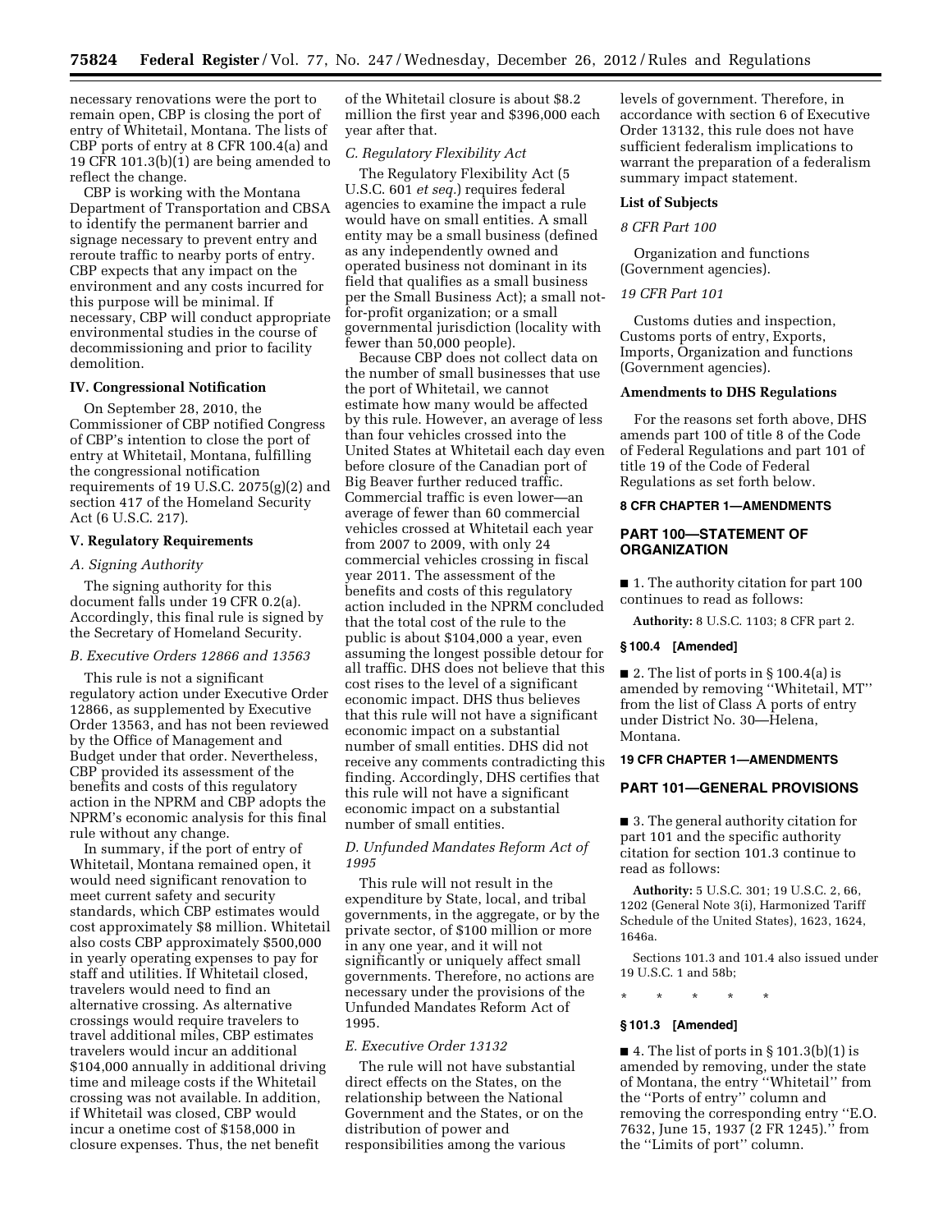necessary renovations were the port to remain open, CBP is closing the port of entry of Whitetail, Montana. The lists of CBP ports of entry at 8 CFR 100.4(a) and 19 CFR 101.3(b)(1) are being amended to reflect the change.

CBP is working with the Montana Department of Transportation and CBSA to identify the permanent barrier and signage necessary to prevent entry and reroute traffic to nearby ports of entry. CBP expects that any impact on the environment and any costs incurred for this purpose will be minimal. If necessary, CBP will conduct appropriate environmental studies in the course of decommissioning and prior to facility demolition.

## IV. Congressional Notification

On September 28, 2010, the Commissioner of CBP notified Congress of CBP's intention to close the port of entry at Whitetail, Montana, fulfilling the congressional notification requirements of 19 U.S.C. 2075(g)(2) and section 417 of the Homeland Security Act (6 U.S.C. 217).

## V. Regulatory Requirements

### *A. Signing Authority*

The signing authority for this document falls under 19 CFR 0.2(a). Accordingly, this final rule is signed by the Secretary of Homeland Security.

### *B. Executive Orders 12866 and 13563*

This rule is not a significant regulatory action under Executive Order 12866, as supplemented by Executive Order 13563, and has not been reviewed by the Office of Management and Budget under that order. Nevertheless, CBP provided its assessment of the benefits and costs of this regulatory action in the NPRM and CBP adopts the NPRM's economic analysis for this final rule without any change.

In summary, if the port of entry of Whitetail, Montana remained open, it would need significant renovation to meet current safety and security standards, which CBP estimates would cost approximately $8 million. Whitetail also costs CBP approximately $500,000 in yearly operating expenses to pay for staff and utilities. If Whitetail closed, travelers would need to find an alternative crossing. As alternative crossings would require travelers to travel additional miles, CBP estimates travelers would incur an additional $104,000 annually in additional driving time and mileage costs if the Whitetail crossing was not available. In addition, if Whitetail was closed, CBP would incur a onetime cost of $158,000 in closure expenses. Thus, the net benefit of the Whitetail closure is about $8.2 million the first year and $396,000 each year after that.

### *C. Regulatory Flexibility Act*

The Regulatory Flexibility Act (5 U.S.C. 601 *et seq.*) requires federal agencies to examine the impact a rule would have on small entities. A small entity may be a small business (defined as any independently owned and operated business not dominant in its field that qualifies as a small business per the Small Business Act); a small not-for-profit organization; or a small governmental jurisdiction (locality with fewer than 50,000 people).

Because CBP does not collect data on the number of small businesses that use the port of Whitetail, we cannot estimate how many would be affected by this rule. However, an average of less than four vehicles crossed into the United States at Whitetail each day even before closure of the Canadian port of Big Beaver further reduced traffic. Commercial traffic is even lower—an average of fewer than 60 commercial vehicles crossed at Whitetail each year from 2007 to 2009, with only 24 commercial vehicles crossing in fiscal year 2011. The assessment of the benefits and costs of this regulatory action included in the NPRM concluded that the total cost of the rule to the public is about $104,000 a year, even assuming the longest possible detour for all traffic. DHS does not believe that this cost rises to the level of a significant economic impact. DHS thus believes that this rule will not have a significant economic impact on a substantial number of small entities. DHS did not receive any comments contradicting this finding. Accordingly, DHS certifies that this rule will not have a significant economic impact on a substantial number of small entities.

### *D. Unfunded Mandates Reform Act of 1995*

This rule will not result in the expenditure by State, local, and tribal governments, in the aggregate, or by the private sector, of $100 million or more in any one year, and it will not significantly or uniquely affect small governments. Therefore, no actions are necessary under the provisions of the Unfunded Mandates Reform Act of 1995.

### *E. Executive Order 13132*

The rule will not have substantial direct effects on the States, on the relationship between the National Government and the States, or on the distribution of power and responsibilities among the various levels of government. Therefore, in accordance with section 6 of Executive Order 13132, this rule does not have sufficient federalism implications to warrant the preparation of a federalism summary impact statement.

## List of Subjects

### *8 CFR Part 100*

Organization and functions (Government agencies).

### *19 CFR Part 101*

Customs duties and inspection, Customs ports of entry, Exports, Imports, Organization and functions (Government agencies).

## Amendments to DHS Regulations

For the reasons set forth above, DHS amends part 100 of title 8 of the Code of Federal Regulations and part 101 of title 19 of the Code of Federal Regulations as set forth below.

## 8 CFR CHAPTER 1—AMENDMENTS

## PART 100—STATEMENT OF ORGANIZATION

■ 1. The authority citation for part 100 continues to read as follows:

**Authority:** 8 U.S.C. 1103; 8 CFR part 2.

### § 100.4 [Amended]

■ 2. The list of ports in § 100.4(a) is amended by removing ''Whitetail, MT'' from the list of Class A ports of entry under District No. 30—Helena, Montana.

## 19 CFR CHAPTER 1—AMENDMENTS

## PART 101—GENERAL PROVISIONS

■ 3. The general authority citation for part 101 and the specific authority citation for section 101.3 continue to read as follows:

**Authority:** 5 U.S.C. 301; 19 U.S.C. 2, 66, 1202 (General Note 3(i), Harmonized Tariff Schedule of the United States), 1623, 1624, 1646a.

Sections 101.3 and 101.4 also issued under 19 U.S.C. 1 and 58b;

\* \* \* \* \*

### § 101.3 [Amended]

■ 4. The list of ports in § 101.3(b)(1) is amended by removing, under the state of Montana, the entry ''Whitetail'' from the ''Ports of entry'' column and removing the corresponding entry ''E.O. 7632, June 15, 1937 (2 FR 1245).'' from the ''Limits of port'' column.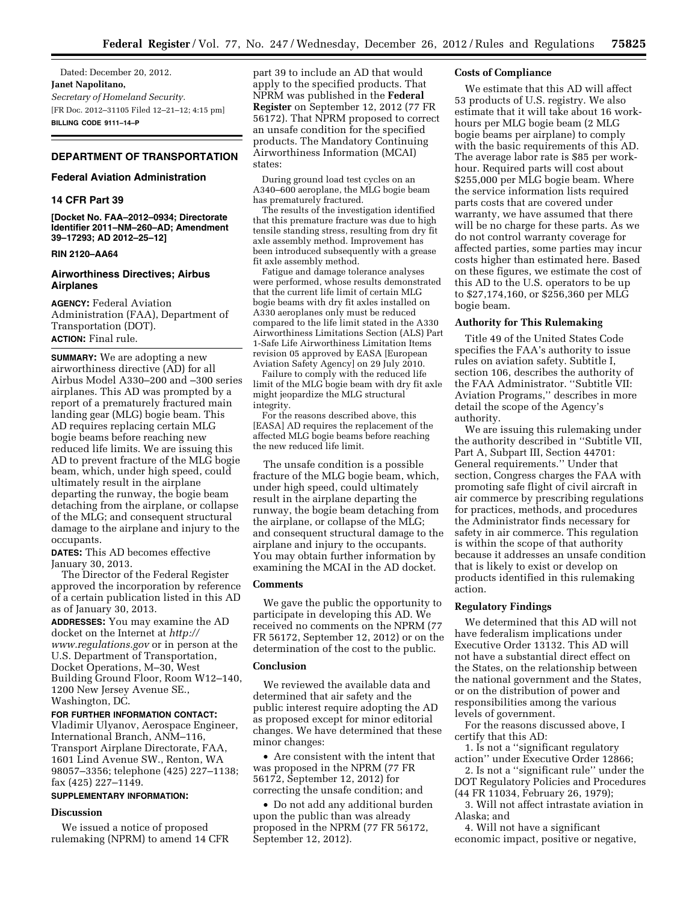Dated: December 20, 2012.

**Janet Napolitano,**

*Secretary of Homeland Security.*

[FR Doc. 2012–31105 Filed 12–21–12; 4:15 pm]

**BILLING CODE 9111–14–P**

---

## DEPARTMENT OF TRANSPORTATION

### Federal Aviation Administration

### 14 CFR Part 39

**[Docket No. FAA–2012–0934; Directorate Identifier 2011–NM–260–AD; Amendment 39–17293; AD 2012–25–12]**

**RIN 2120–AA64**

### Airworthiness Directives; Airbus Airplanes

**AGENCY:** Federal Aviation Administration (FAA), Department of Transportation (DOT).

**ACTION:** Final rule.

**SUMMARY:** We are adopting a new airworthiness directive (AD) for all Airbus Model A330–200 and –300 series airplanes. This AD was prompted by a report of a prematurely fractured main landing gear (MLG) bogie beam. This AD requires replacing certain MLG bogie beams before reaching new reduced life limits. We are issuing this AD to prevent fracture of the MLG bogie beam, which, under high speed, could ultimately result in the airplane departing the runway, the bogie beam detaching from the airplane, or collapse of the MLG; and consequent structural damage to the airplane and injury to the occupants.

**DATES:** This AD becomes effective January 30, 2013.

The Director of the Federal Register approved the incorporation by reference of a certain publication listed in this AD as of January 30, 2013.

**ADDRESSES:** You may examine the AD docket on the Internet at *http://www.regulations.gov* or in person at the U.S. Department of Transportation, Docket Operations, M–30, West Building Ground Floor, Room W12–140, 1200 New Jersey Avenue SE., Washington, DC.

**FOR FURTHER INFORMATION CONTACT:** Vladimir Ulyanov, Aerospace Engineer, International Branch, ANM–116, Transport Airplane Directorate, FAA, 1601 Lind Avenue SW., Renton, WA 98057–3356; telephone (425) 227–1138; fax (425) 227–1149.

**SUPPLEMENTARY INFORMATION:**

#### Discussion

We issued a notice of proposed rulemaking (NPRM) to amend 14 CFR part 39 to include an AD that would apply to the specified products. That NPRM was published in the **Federal Register** on September 12, 2012 (77 FR 56172). That NPRM proposed to correct an unsafe condition for the specified products. The Mandatory Continuing Airworthiness Information (MCAI) states:

> During ground load test cycles on an A340–600 aeroplane, the MLG bogie beam has prematurely fractured.
>
> The results of the investigation identified that this premature fracture was due to high tensile standing stress, resulting from dry fit axle assembly method. Improvement has been introduced subsequently with a grease fit axle assembly method.
>
> Fatigue and damage tolerance analyses were performed, whose results demonstrated that the current life limit of certain MLG bogie beams with dry fit axles installed on A330 aeroplanes only must be reduced compared to the life limit stated in the A330 Airworthiness Limitations Section (ALS) Part 1-Safe Life Airworthiness Limitation Items revision 05 approved by EASA [European Aviation Safety Agency] on 29 July 2010.
>
> Failure to comply with the reduced life limit of the MLG bogie beam with dry fit axle might jeopardize the MLG structural integrity.
>
> For the reasons described above, this [EASA] AD requires the replacement of the affected MLG bogie beams before reaching the new reduced life limit.

The unsafe condition is a possible fracture of the MLG bogie beam, which, under high speed, could ultimately result in the airplane departing the runway, the bogie beam detaching from the airplane, or collapse of the MLG; and consequent structural damage to the airplane and injury to the occupants. You may obtain further information by examining the MCAI in the AD docket.

#### Comments

We gave the public the opportunity to participate in developing this AD. We received no comments on the NPRM (77 FR 56172, September 12, 2012) or on the determination of the cost to the public.

#### Conclusion

We reviewed the available data and determined that air safety and the public interest require adopting the AD as proposed except for minor editorial changes. We have determined that these minor changes:

- Are consistent with the intent that was proposed in the NPRM (77 FR 56172, September 12, 2012) for correcting the unsafe condition; and
- Do not add any additional burden upon the public than was already proposed in the NPRM (77 FR 56172, September 12, 2012).

#### Costs of Compliance

We estimate that this AD will affect 53 products of U.S. registry. We also estimate that it will take about 16 work-hours per MLG bogie beam (2 MLG bogie beams per airplane) to comply with the basic requirements of this AD. The average labor rate is $85 per work-hour. Required parts will cost about $255,000 per MLG bogie beam. Where the service information lists required parts costs that are covered under warranty, we have assumed that there will be no charge for these parts. As we do not control warranty coverage for affected parties, some parties may incur costs higher than estimated here. Based on these figures, we estimate the cost of this AD to the U.S. operators to be up to $27,174,160, or $256,360 per MLG bogie beam.

#### Authority for This Rulemaking

Title 49 of the United States Code specifies the FAA's authority to issue rules on aviation safety. Subtitle I, section 106, describes the authority of the FAA Administrator. "Subtitle VII: Aviation Programs," describes in more detail the scope of the Agency's authority.

We are issuing this rulemaking under the authority described in "Subtitle VII, Part A, Subpart III, Section 44701: General requirements." Under that section, Congress charges the FAA with promoting safe flight of civil aircraft in air commerce by prescribing regulations for practices, methods, and procedures the Administrator finds necessary for safety in air commerce. This regulation is within the scope of that authority because it addresses an unsafe condition that is likely to exist or develop on products identified in this rulemaking action.

#### Regulatory Findings

We determined that this AD will not have federalism implications under Executive Order 13132. This AD will not have a substantial direct effect on the States, on the relationship between the national government and the States, or on the distribution of power and responsibilities among the various levels of government.

For the reasons discussed above, I certify that this AD:

1. Is not a "significant regulatory action" under Executive Order 12866;
2. Is not a "significant rule" under the DOT Regulatory Policies and Procedures (44 FR 11034, February 26, 1979);
3. Will not affect intrastate aviation in Alaska; and
4. Will not have a significant economic impact, positive or negative,